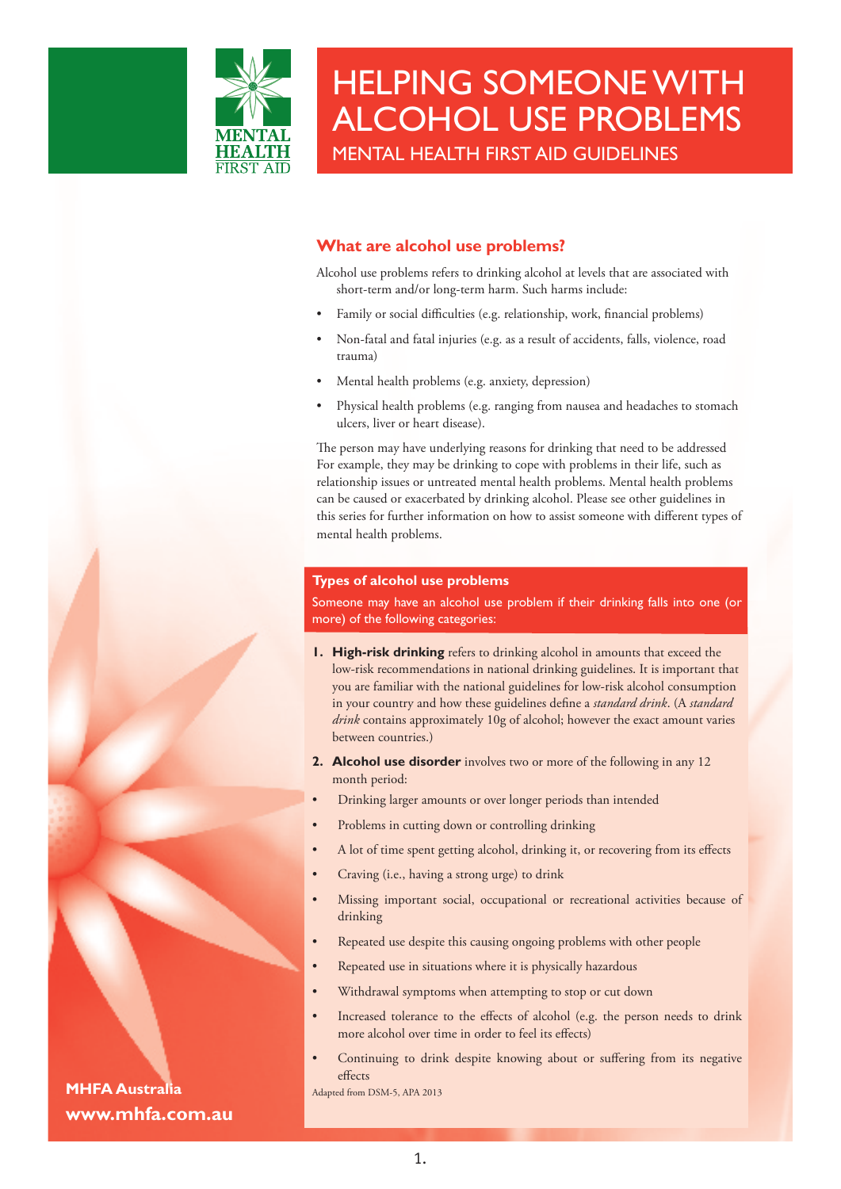# HELPING SOMEONE WITH ALCOHOL USE PROBLEMS

## MENTAL HEALTH FIRST AID GUIDELINES

MENTAL HEALTH FIRST AID

MHFA Australia
www.mhfa.com.au

### What are alcohol use problems?

Alcohol use problems refers to drinking alcohol at levels that are associated with short-term and/or long-term harm. Such harms include:

- Family or social difficulties (e.g. relationship, work, financial problems)
- Non-fatal and fatal injuries (e.g. as a result of accidents, falls, violence, road trauma)
- Mental health problems (e.g. anxiety, depression)
- Physical health problems (e.g. ranging from nausea and headaches to stomach ulcers, liver or heart disease).

The person may have underlying reasons for drinking that need to be addressed For example, they may be drinking to cope with problems in their life, such as relationship issues or untreated mental health problems. Mental health problems can be caused or exacerbated by drinking alcohol. Please see other guidelines in this series for further information on how to assist someone with different types of mental health problems.

### Types of alcohol use problems

Someone may have an alcohol use problem if their drinking falls into one (or more) of the following categories:

1. **High-risk drinking** refers to drinking alcohol in amounts that exceed the low-risk recommendations in national drinking guidelines. It is important that you are familiar with the national guidelines for low-risk alcohol consumption in your country and how these guidelines define a *standard drink*. (A *standard drink* contains approximately 10g of alcohol; however the exact amount varies between countries.)
2. **Alcohol use disorder** involves two or more of the following in any 12 month period:

- Drinking larger amounts or over longer periods than intended
- Problems in cutting down or controlling drinking
- A lot of time spent getting alcohol, drinking it, or recovering from its effects
- Craving (i.e., having a strong urge) to drink
- Missing important social, occupational or recreational activities because of drinking
- Repeated use despite this causing ongoing problems with other people
- Repeated use in situations where it is physically hazardous
- Withdrawal symptoms when attempting to stop or cut down
- Increased tolerance to the effects of alcohol (e.g. the person needs to drink more alcohol over time in order to feel its effects)
- Continuing to drink despite knowing about or suffering from its negative effects

Adapted from DSM-5, APA 2013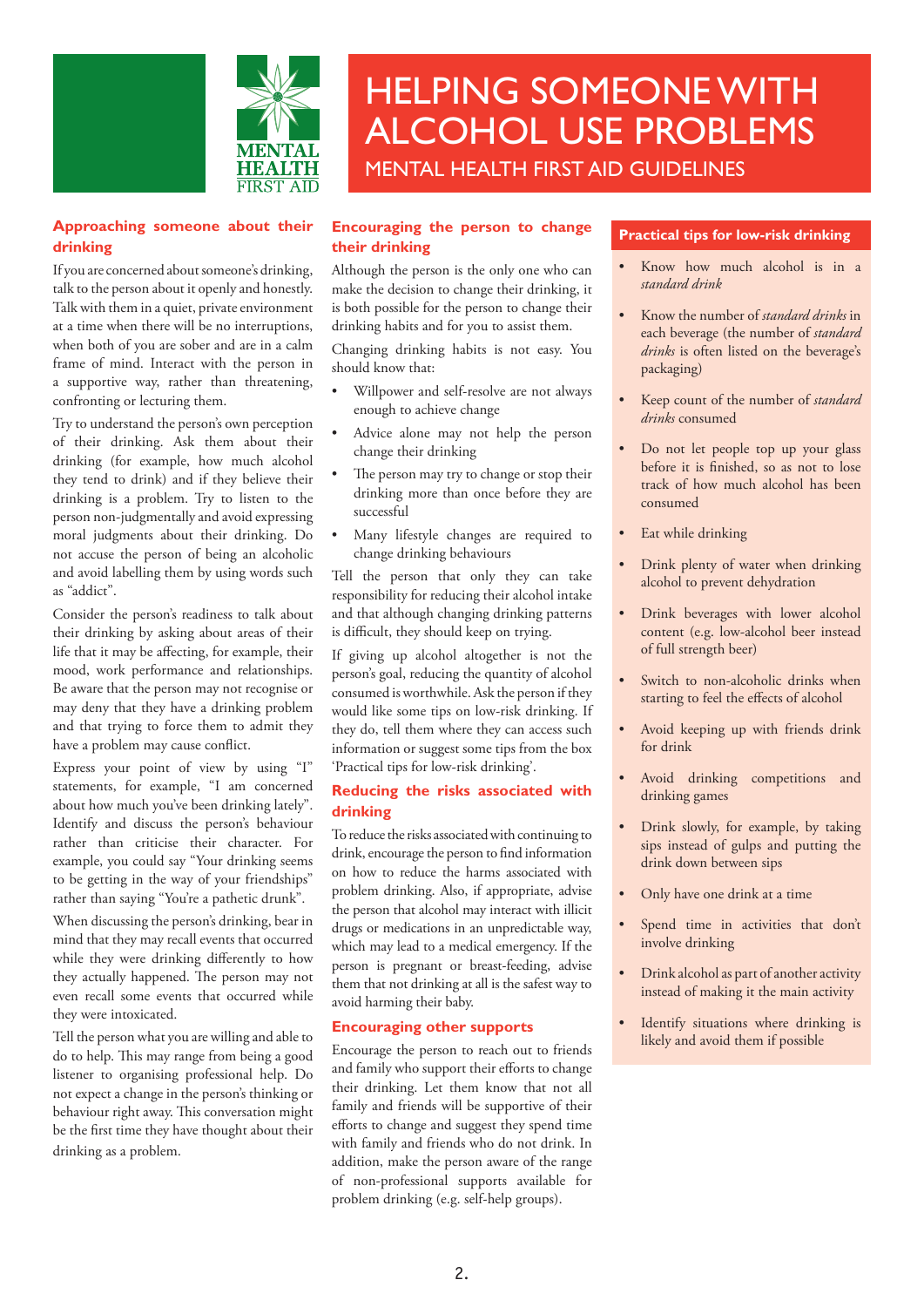# HELPING SOMEONE WITH ALCOHOL USE PROBLEMS

MENTAL HEALTH FIRST AID GUIDELINES

## Approaching someone about their drinking

If you are concerned about someone's drinking, talk to the person about it openly and honestly. Talk with them in a quiet, private environment at a time when there will be no interruptions, when both of you are sober and are in a calm frame of mind. Interact with the person in a supportive way, rather than threatening, confronting or lecturing them.

Try to understand the person's own perception of their drinking. Ask them about their drinking (for example, how much alcohol they tend to drink) and if they believe their drinking is a problem. Try to listen to the person non-judgmentally and avoid expressing moral judgments about their drinking. Do not accuse the person of being an alcoholic and avoid labelling them by using words such as "addict".

Consider the person's readiness to talk about their drinking by asking about areas of their life that it may be affecting, for example, their mood, work performance and relationships. Be aware that the person may not recognise or may deny that they have a drinking problem and that trying to force them to admit they have a problem may cause conflict.

Express your point of view by using "I" statements, for example, "I am concerned about how much you've been drinking lately". Identify and discuss the person's behaviour rather than criticise their character. For example, you could say "Your drinking seems to be getting in the way of your friendships" rather than saying "You're a pathetic drunk".

When discussing the person's drinking, bear in mind that they may recall events that occurred while they were drinking differently to how they actually happened. The person may not even recall some events that occurred while they were intoxicated.

Tell the person what you are willing and able to do to help. This may range from being a good listener to organising professional help. Do not expect a change in the person's thinking or behaviour right away. This conversation might be the first time they have thought about their drinking as a problem.

## Encouraging the person to change their drinking

Although the person is the only one who can make the decision to change their drinking, it is both possible for the person to change their drinking habits and for you to assist them.

Changing drinking habits is not easy. You should know that:

- Willpower and self-resolve are not always enough to achieve change
- Advice alone may not help the person change their drinking
- The person may try to change or stop their drinking more than once before they are successful
- Many lifestyle changes are required to change drinking behaviours

Tell the person that only they can take responsibility for reducing their alcohol intake and that although changing drinking patterns is difficult, they should keep on trying.

If giving up alcohol altogether is not the person's goal, reducing the quantity of alcohol consumed is worthwhile. Ask the person if they would like some tips on low-risk drinking. If they do, tell them where they can access such information or suggest some tips from the box 'Practical tips for low-risk drinking'.

## Reducing the risks associated with drinking

To reduce the risks associated with continuing to drink, encourage the person to find information on how to reduce the harms associated with problem drinking. Also, if appropriate, advise the person that alcohol may interact with illicit drugs or medications in an unpredictable way, which may lead to a medical emergency. If the person is pregnant or breast-feeding, advise them that not drinking at all is the safest way to avoid harming their baby.

## Encouraging other supports

Encourage the person to reach out to friends and family who support their efforts to change their drinking. Let them know that not all family and friends will be supportive of their efforts to change and suggest they spend time with family and friends who do not drink. In addition, make the person aware of the range of non-professional supports available for problem drinking (e.g. self-help groups).

## Practical tips for low-risk drinking

- Know how much alcohol is in a *standard drink*
- Know the number of *standard drinks* in each beverage (the number of *standard drinks* is often listed on the beverage's packaging)
- Keep count of the number of *standard drinks* consumed
- Do not let people top up your glass before it is finished, so as not to lose track of how much alcohol has been consumed
- Eat while drinking
- Drink plenty of water when drinking alcohol to prevent dehydration
- Drink beverages with lower alcohol content (e.g. low-alcohol beer instead of full strength beer)
- Switch to non-alcoholic drinks when starting to feel the effects of alcohol
- Avoid keeping up with friends drink for drink
- Avoid drinking competitions and drinking games
- Drink slowly, for example, by taking sips instead of gulps and putting the drink down between sips
- Only have one drink at a time
- Spend time in activities that don't involve drinking
- Drink alcohol as part of another activity instead of making it the main activity
- Identify situations where drinking is likely and avoid them if possible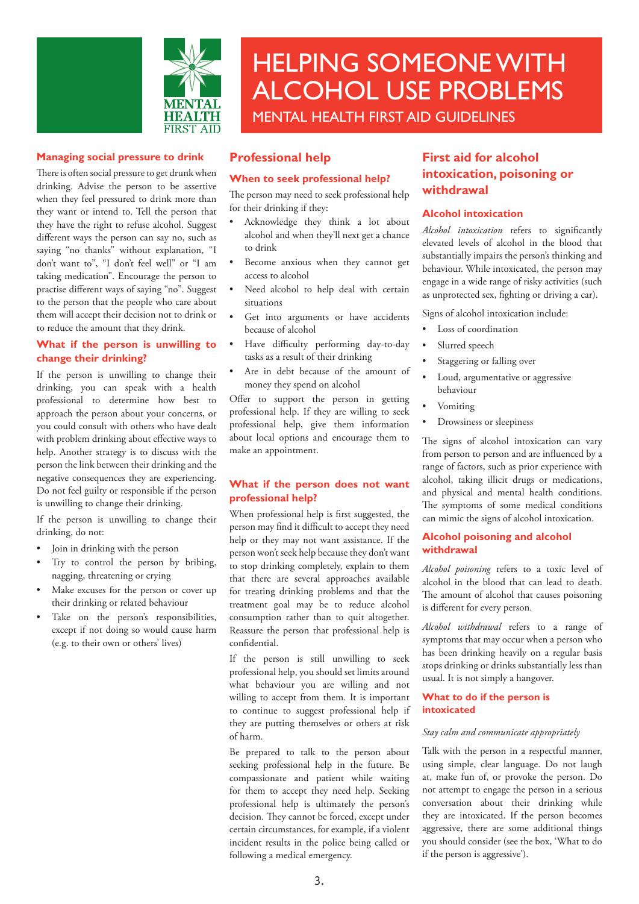# HELPING SOMEONE WITH ALCOHOL USE PROBLEMS

MENTAL HEALTH FIRST AID GUIDELINES

### Managing social pressure to drink

There is often social pressure to get drunk when drinking. Advise the person to be assertive when they feel pressured to drink more than they want or intend to. Tell the person that they have the right to refuse alcohol. Suggest different ways the person can say no, such as saying "no thanks" without explanation, "I don't want to", "I don't feel well" or "I am taking medication". Encourage the person to practise different ways of saying "no". Suggest to the person that the people who care about them will accept their decision not to drink or to reduce the amount that they drink.

### What if the person is unwilling to change their drinking?

If the person is unwilling to change their drinking, you can speak with a health professional to determine how best to approach the person about your concerns, or you could consult with others who have dealt with problem drinking about effective ways to help. Another strategy is to discuss with the person the link between their drinking and the negative consequences they are experiencing. Do not feel guilty or responsible if the person is unwilling to change their drinking.

If the person is unwilling to change their drinking, do not:

- Join in drinking with the person
- Try to control the person by bribing, nagging, threatening or crying
- Make excuses for the person or cover up their drinking or related behaviour
- Take on the person's responsibilities, except if not doing so would cause harm (e.g. to their own or others' lives)

## Professional help

### When to seek professional help?

The person may need to seek professional help for their drinking if they:

- Acknowledge they think a lot about alcohol and when they'll next get a chance to drink
- Become anxious when they cannot get access to alcohol
- Need alcohol to help deal with certain situations
- Get into arguments or have accidents because of alcohol
- Have difficulty performing day-to-day tasks as a result of their drinking
- Are in debt because of the amount of money they spend on alcohol

Offer to support the person in getting professional help. If they are willing to seek professional help, give them information about local options and encourage them to make an appointment.

### What if the person does not want professional help?

When professional help is first suggested, the person may find it difficult to accept they need help or they may not want assistance. If the person won't seek help because they don't want to stop drinking completely, explain to them that there are several approaches available for treating drinking problems and that the treatment goal may be to reduce alcohol consumption rather than to quit altogether. Reassure the person that professional help is confidential.

If the person is still unwilling to seek professional help, you should set limits around what behaviour you are willing and not willing to accept from them. It is important to continue to suggest professional help if they are putting themselves or others at risk of harm.

Be prepared to talk to the person about seeking professional help in the future. Be compassionate and patient while waiting for them to accept they need help. Seeking professional help is ultimately the person's decision. They cannot be forced, except under certain circumstances, for example, if a violent incident results in the police being called or following a medical emergency.

## First aid for alcohol intoxication, poisoning or withdrawal

### Alcohol intoxication

*Alcohol intoxication* refers to significantly elevated levels of alcohol in the blood that substantially impairs the person's thinking and behaviour. While intoxicated, the person may engage in a wide range of risky activities (such as unprotected sex, fighting or driving a car).

Signs of alcohol intoxication include:

- Loss of coordination
- Slurred speech
- Staggering or falling over
- Loud, argumentative or aggressive behaviour
- Vomiting
- Drowsiness or sleepiness

The signs of alcohol intoxication can vary from person to person and are influenced by a range of factors, such as prior experience with alcohol, taking illicit drugs or medications, and physical and mental health conditions. The symptoms of some medical conditions can mimic the signs of alcohol intoxication.

### Alcohol poisoning and alcohol withdrawal

*Alcohol poisoning* refers to a toxic level of alcohol in the blood that can lead to death. The amount of alcohol that causes poisoning is different for every person.

*Alcohol withdrawal* refers to a range of symptoms that may occur when a person who has been drinking heavily on a regular basis stops drinking or drinks substantially less than usual. It is not simply a hangover.

### What to do if the person is intoxicated

*Stay calm and communicate appropriately*

Talk with the person in a respectful manner, using simple, clear language. Do not laugh at, make fun of, or provoke the person. Do not attempt to engage the person in a serious conversation about their drinking while they are intoxicated. If the person becomes aggressive, there are some additional things you should consider (see the box, 'What to do if the person is aggressive').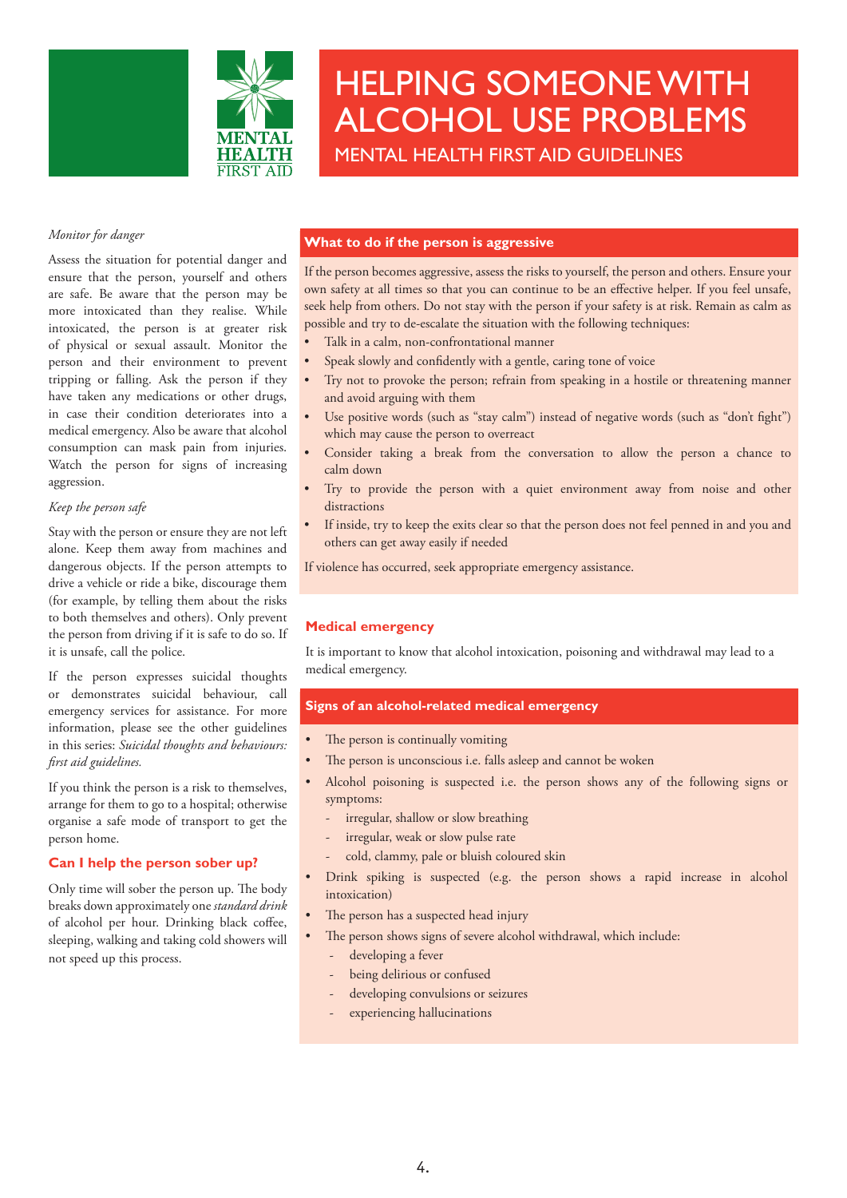# HELPING SOMEONE WITH ALCOHOL USE PROBLEMS

## MENTAL HEALTH FIRST AID GUIDELINES

*Monitor for danger*

Assess the situation for potential danger and ensure that the person, yourself and others are safe. Be aware that the person may be more intoxicated than they realise. While intoxicated, the person is at greater risk of physical or sexual assault. Monitor the person and their environment to prevent tripping or falling. Ask the person if they have taken any medications or other drugs, in case their condition deteriorates into a medical emergency. Also be aware that alcohol consumption can mask pain from injuries. Watch the person for signs of increasing aggression.

*Keep the person safe*

Stay with the person or ensure they are not left alone. Keep them away from machines and dangerous objects. If the person attempts to drive a vehicle or ride a bike, discourage them (for example, by telling them about the risks to both themselves and others). Only prevent the person from driving if it is safe to do so. If it is unsafe, call the police.

If the person expresses suicidal thoughts or demonstrates suicidal behaviour, call emergency services for assistance. For more information, please see the other guidelines in this series: *Suicidal thoughts and behaviours: first aid guidelines.*

If you think the person is a risk to themselves, arrange for them to go to a hospital; otherwise organise a safe mode of transport to get the person home.

### Can I help the person sober up?

Only time will sober the person up. The body breaks down approximately one *standard drink* of alcohol per hour. Drinking black coffee, sleeping, walking and taking cold showers will not speed up this process.

### What to do if the person is aggressive

If the person becomes aggressive, assess the risks to yourself, the person and others. Ensure your own safety at all times so that you can continue to be an effective helper. If you feel unsafe, seek help from others. Do not stay with the person if your safety is at risk. Remain as calm as possible and try to de-escalate the situation with the following techniques:

- Talk in a calm, non-confrontational manner
- Speak slowly and confidently with a gentle, caring tone of voice
- Try not to provoke the person; refrain from speaking in a hostile or threatening manner and avoid arguing with them
- Use positive words (such as "stay calm") instead of negative words (such as "don't fight") which may cause the person to overreact
- Consider taking a break from the conversation to allow the person a chance to calm down
- Try to provide the person with a quiet environment away from noise and other distractions
- If inside, try to keep the exits clear so that the person does not feel penned in and you and others can get away easily if needed

If violence has occurred, seek appropriate emergency assistance.

### Medical emergency

It is important to know that alcohol intoxication, poisoning and withdrawal may lead to a medical emergency.

### Signs of an alcohol-related medical emergency

- The person is continually vomiting
- The person is unconscious i.e. falls asleep and cannot be woken
- Alcohol poisoning is suspected i.e. the person shows any of the following signs or symptoms:
  - irregular, shallow or slow breathing
  - irregular, weak or slow pulse rate
  - cold, clammy, pale or bluish coloured skin
- Drink spiking is suspected (e.g. the person shows a rapid increase in alcohol intoxication)
- The person has a suspected head injury
- The person shows signs of severe alcohol withdrawal, which include:
  - developing a fever
  - being delirious or confused
  - developing convulsions or seizures
  - experiencing hallucinations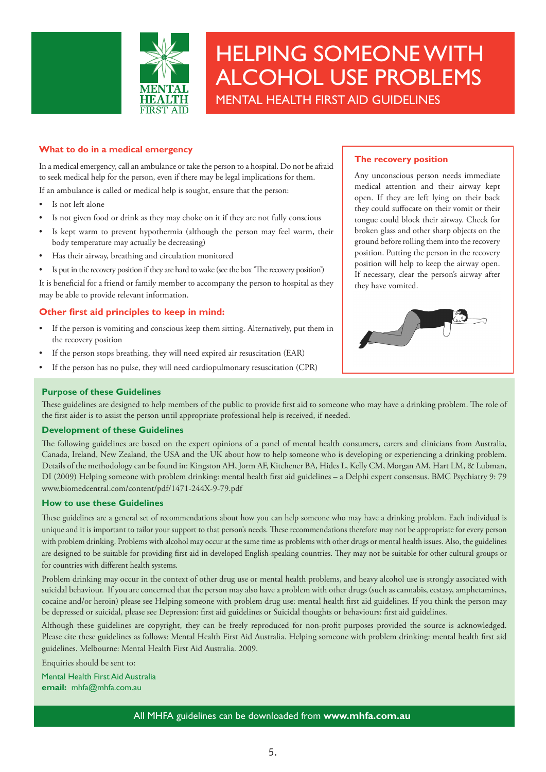# HELPING SOMEONE WITH ALCOHOL USE PROBLEMS

## MENTAL HEALTH FIRST AID GUIDELINES

### What to do in a medical emergency

In a medical emergency, call an ambulance or take the person to a hospital. Do not be afraid to seek medical help for the person, even if there may be legal implications for them.

If an ambulance is called or medical help is sought, ensure that the person:

- Is not left alone
- Is not given food or drink as they may choke on it if they are not fully conscious
- Is kept warm to prevent hypothermia (although the person may feel warm, their body temperature may actually be decreasing)
- Has their airway, breathing and circulation monitored
- Is put in the recovery position if they are hard to wake (see the box 'The recovery position')

It is beneficial for a friend or family member to accompany the person to hospital as they may be able to provide relevant information.

### Other first aid principles to keep in mind:

- If the person is vomiting and conscious keep them sitting. Alternatively, put them in the recovery position
- If the person stops breathing, they will need expired air resuscitation (EAR)
- If the person has no pulse, they will need cardiopulmonary resuscitation (CPR)

### The recovery position

Any unconscious person needs immediate medical attention and their airway kept open. If they are left lying on their back they could suffocate on their vomit or their tongue could block their airway. Check for broken glass and other sharp objects on the ground before rolling them into the recovery position. Putting the person in the recovery position will help to keep the airway open. If necessary, clear the person's airway after they have vomited.

### Purpose of these Guidelines

These guidelines are designed to help members of the public to provide first aid to someone who may have a drinking problem. The role of the first aider is to assist the person until appropriate professional help is received, if needed.

### Development of these Guidelines

The following guidelines are based on the expert opinions of a panel of mental health consumers, carers and clinicians from Australia, Canada, Ireland, New Zealand, the USA and the UK about how to help someone who is developing or experiencing a drinking problem. Details of the methodology can be found in: Kingston AH, Jorm AF, Kitchener BA, Hides L, Kelly CM, Morgan AM, Hart LM, & Lubman, DI (2009) Helping someone with problem drinking: mental health first aid guidelines – a Delphi expert consensus. BMC Psychiatry 9: 79 www.biomedcentral.com/content/pdf/1471-244X-9-79.pdf

### How to use these Guidelines

These guidelines are a general set of recommendations about how you can help someone who may have a drinking problem. Each individual is unique and it is important to tailor your support to that person's needs. These recommendations therefore may not be appropriate for every person with problem drinking. Problems with alcohol may occur at the same time as problems with other drugs or mental health issues. Also, the guidelines are designed to be suitable for providing first aid in developed English-speaking countries. They may not be suitable for other cultural groups or for countries with different health systems.

Problem drinking may occur in the context of other drug use or mental health problems, and heavy alcohol use is strongly associated with suicidal behaviour. If you are concerned that the person may also have a problem with other drugs (such as cannabis, ecstasy, amphetamines, cocaine and/or heroin) please see Helping someone with problem drug use: mental health first aid guidelines. If you think the person may be depressed or suicidal, please see Depression: first aid guidelines or Suicidal thoughts or behaviours: first aid guidelines.

Although these guidelines are copyright, they can be freely reproduced for non-profit purposes provided the source is acknowledged. Please cite these guidelines as follows: Mental Health First Aid Australia. Helping someone with problem drinking: mental health first aid guidelines. Melbourne: Mental Health First Aid Australia. 2009.

Enquiries should be sent to:

Mental Health First Aid Australia
**email:** mhfa@mhfa.com.au

All MHFA guidelines can be downloaded from **www.mhfa.com.au**